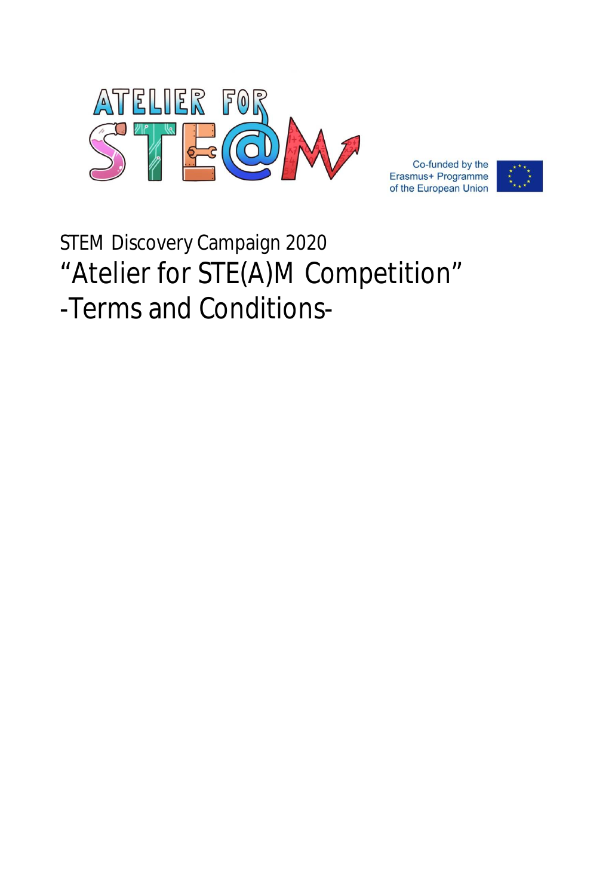ATELIER FOR STE@M

Co-funded by the Erasmus+ Programme of the European Union

STEM Discovery Campaign 2020

# "Atelier for STE(A)M Competition"

# -Terms and Conditions-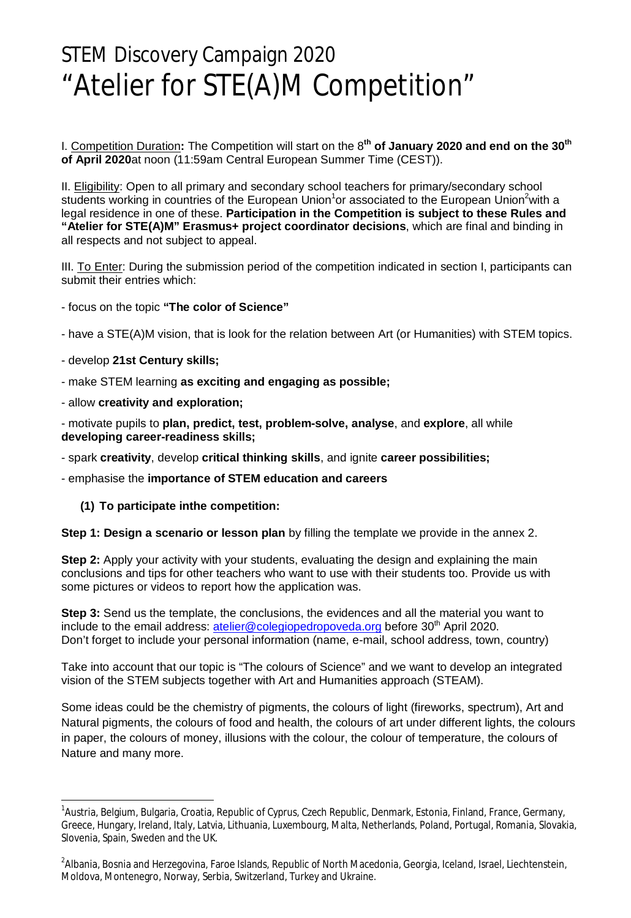# STEM Discovery Campaign 2020
# "Atelier for STE(A)M Competition"

I. Competition Duration**:** The Competition will start on the 8**th of January 2020 and end on the 30th of April 2020**at noon (11:59am Central European Summer Time (CEST)).

II. Eligibility: Open to all primary and secondary school teachers for primary/secondary school students working in countries of the European Union[1]or associated to the European Union[2]with a legal residence in one of these. **Participation in the Competition is subject to these Rules and "Atelier for STE(A)M" Erasmus+ project coordinator decisions**, which are final and binding in all respects and not subject to appeal.

III. To Enter: During the submission period of the competition indicated in section I, participants can submit their entries which:

- focus on the topic **"The color of Science"**
- have a STE(A)M vision, that is look for the relation between Art (or Humanities) with STEM topics.
- develop **21st Century skills;**
- make STEM learning **as exciting and engaging as possible;**
- allow **creativity and exploration;**
- motivate pupils to **plan, predict, test, problem-solve, analyse**, and **explore**, all while **developing career-readiness skills;**
- spark **creativity**, develop **critical thinking skills**, and ignite **career possibilities;**
- emphasise the **importance of STEM education and careers**

**(1) To participate inthe competition:**

**Step 1: Design a scenario or lesson plan** by filling the template we provide in the annex 2.

**Step 2:** Apply your activity with your students, evaluating the design and explaining the main conclusions and tips for other teachers who want to use with their students too. Provide us with some pictures or videos to report how the application was.

**Step 3:** Send us the template, the conclusions, the evidences and all the material you want to include to the email address: atelier@colegiopedropoveda.org before 30th April 2020. Don't forget to include your personal information (name, e-mail, school address, town, country)

Take into account that our topic is "The colours of Science" and we want to develop an integrated vision of the STEM subjects together with Art and Humanities approach (STEAM).

Some ideas could be the chemistry of pigments, the colours of light (fireworks, spectrum), Art and Natural pigments, the colours of food and health, the colours of art under different lights, the colours in paper, the colours of money, illusions with the colour, the colour of temperature, the colours of Nature and many more.

---

[1]Austria, Belgium, Bulgaria, Croatia, Republic of Cyprus, Czech Republic, Denmark, Estonia, Finland, France, Germany, Greece, Hungary, Ireland, Italy, Latvia, Lithuania, Luxembourg, Malta, Netherlands, Poland, Portugal, Romania, Slovakia, Slovenia, Spain, Sweden and the UK.

[2]Albania, Bosnia and Herzegovina, Faroe Islands, Republic of North Macedonia, Georgia, Iceland, Israel, Liechtenstein, Moldova, Montenegro, Norway, Serbia, Switzerland, Turkey and Ukraine.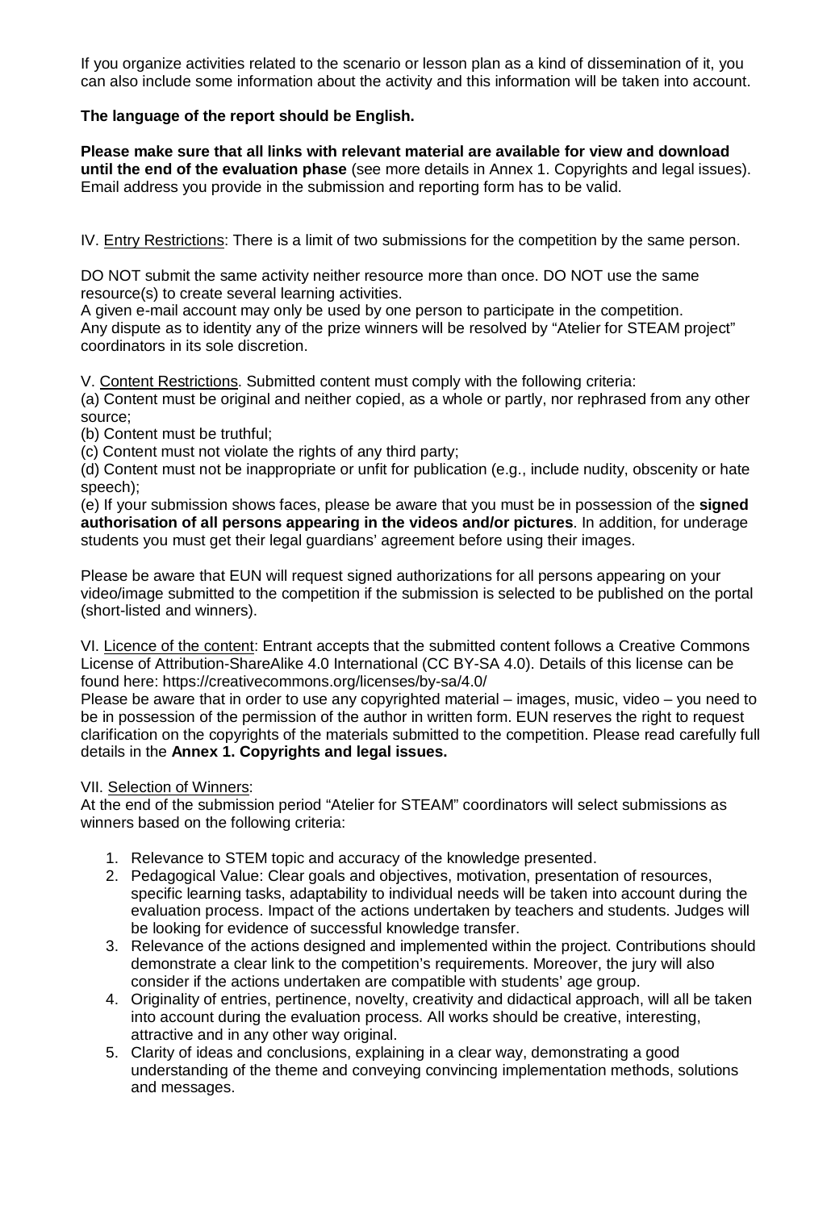If you organize activities related to the scenario or lesson plan as a kind of dissemination of it, you can also include some information about the activity and this information will be taken into account.

**The language of the report should be English.**

**Please make sure that all links with relevant material are available for view and download until the end of the evaluation phase** (see more details in Annex 1. Copyrights and legal issues). Email address you provide in the submission and reporting form has to be valid.

IV. Entry Restrictions: There is a limit of two submissions for the competition by the same person.

DO NOT submit the same activity neither resource more than once. DO NOT use the same resource(s) to create several learning activities.
A given e-mail account may only be used by one person to participate in the competition.
Any dispute as to identity any of the prize winners will be resolved by "Atelier for STEAM project" coordinators in its sole discretion.

V. Content Restrictions. Submitted content must comply with the following criteria:
(a) Content must be original and neither copied, as a whole or partly, nor rephrased from any other source;
(b) Content must be truthful;
(c) Content must not violate the rights of any third party;
(d) Content must not be inappropriate or unfit for publication (e.g., include nudity, obscenity or hate speech);
(e) If your submission shows faces, please be aware that you must be in possession of the **signed authorisation of all persons appearing in the videos and/or pictures**. In addition, for underage students you must get their legal guardians' agreement before using their images.

Please be aware that EUN will request signed authorizations for all persons appearing on your video/image submitted to the competition if the submission is selected to be published on the portal (short-listed and winners).

VI. Licence of the content: Entrant accepts that the submitted content follows a Creative Commons License of Attribution-ShareAlike 4.0 International (CC BY-SA 4.0). Details of this license can be found here: https://creativecommons.org/licenses/by-sa/4.0/
Please be aware that in order to use any copyrighted material – images, music, video – you need to be in possession of the permission of the author in written form. EUN reserves the right to request clarification on the copyrights of the materials submitted to the competition. Please read carefully full details in the **Annex 1. Copyrights and legal issues.**

VII. Selection of Winners:
At the end of the submission period "Atelier for STEAM" coordinators will select submissions as winners based on the following criteria:

1. Relevance to STEM topic and accuracy of the knowledge presented.
2. Pedagogical Value: Clear goals and objectives, motivation, presentation of resources, specific learning tasks, adaptability to individual needs will be taken into account during the evaluation process. Impact of the actions undertaken by teachers and students. Judges will be looking for evidence of successful knowledge transfer.
3. Relevance of the actions designed and implemented within the project. Contributions should demonstrate a clear link to the competition's requirements. Moreover, the jury will also consider if the actions undertaken are compatible with students' age group.
4. Originality of entries, pertinence, novelty, creativity and didactical approach, will all be taken into account during the evaluation process. All works should be creative, interesting, attractive and in any other way original.
5. Clarity of ideas and conclusions, explaining in a clear way, demonstrating a good understanding of the theme and conveying convincing implementation methods, solutions and messages.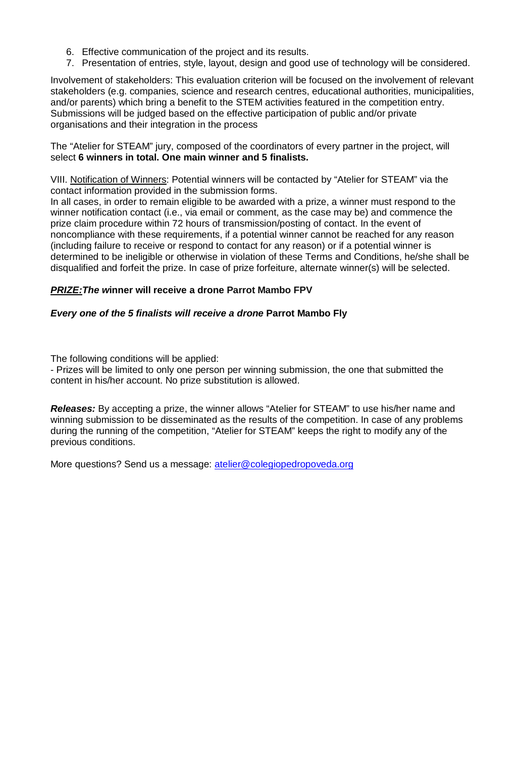6. Effective communication of the project and its results.
7. Presentation of entries, style, layout, design and good use of technology will be considered.

Involvement of stakeholders: This evaluation criterion will be focused on the involvement of relevant stakeholders (e.g. companies, science and research centres, educational authorities, municipalities, and/or parents) which bring a benefit to the STEM activities featured in the competition entry. Submissions will be judged based on the effective participation of public and/or private organisations and their integration in the process

The “Atelier for STEAM” jury, composed of the coordinators of every partner in the project, will select **6 winners in total. One main winner and 5 finalists.**

VIII. Notification of Winners: Potential winners will be contacted by “Atelier for STEAM” via the contact information provided in the submission forms.
In all cases, in order to remain eligible to be awarded with a prize, a winner must respond to the winner notification contact (i.e., via email or comment, as the case may be) and commence the prize claim procedure within 72 hours of transmission/posting of contact. In the event of noncompliance with these requirements, if a potential winner cannot be reached for any reason (including failure to receive or respond to contact for any reason) or if a potential winner is determined to be ineligible or otherwise in violation of these Terms and Conditions, he/she shall be disqualified and forfeit the prize. In case of prize forfeiture, alternate winner(s) will be selected.

***PRIZE:****The w***inner will receive a drone Parrot Mambo FPV**

***Every one of the 5 finalists will receive a drone*** **Parrot Mambo Fly**

The following conditions will be applied:
- Prizes will be limited to only one person per winning submission, the one that submitted the content in his/her account. No prize substitution is allowed.

***Releases:*** By accepting a prize, the winner allows “Atelier for STEAM” to use his/her name and winning submission to be disseminated as the results of the competition. In case of any problems during the running of the competition, “Atelier for STEAM” keeps the right to modify any of the previous conditions.

More questions? Send us a message: atelier@colegiopedropoveda.org